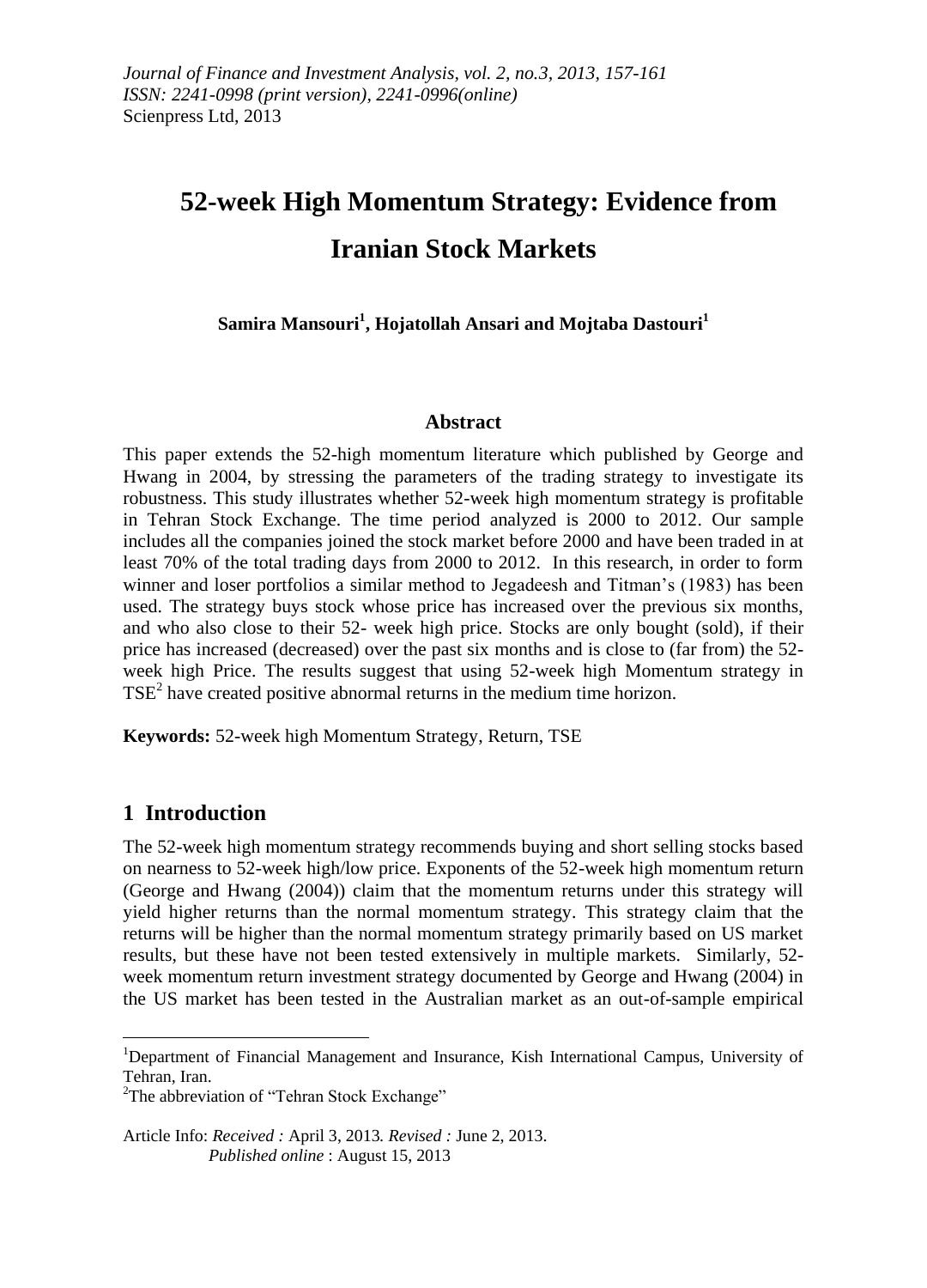# 52-week High Momentum Strategy: Evidence from Iranian Stock Markets

**Samira Mansouri[1], Hojatollah Ansari and Mojtaba Dastouri[1]**

## Abstract

This paper extends the 52-high momentum literature which published by George and Hwang in 2004, by stressing the parameters of the trading strategy to investigate its robustness. This study illustrates whether 52-week high momentum strategy is profitable in Tehran Stock Exchange. The time period analyzed is 2000 to 2012. Our sample includes all the companies joined the stock market before 2000 and have been traded in at least 70% of the total trading days from 2000 to 2012. In this research, in order to form winner and loser portfolios a similar method to Jegadeesh and Titman's (1983) has been used. The strategy buys stock whose price has increased over the previous six months, and who also close to their 52- week high price. Stocks are only bought (sold), if their price has increased (decreased) over the past six months and is close to (far from) the 52-week high Price. The results suggest that using 52-week high Momentum strategy in TSE[2] have created positive abnormal returns in the medium time horizon.

**Keywords:** 52-week high Momentum Strategy, Return, TSE

## 1 Introduction

The 52-week high momentum strategy recommends buying and short selling stocks based on nearness to 52-week high/low price. Exponents of the 52-week high momentum return (George and Hwang (2004)) claim that the momentum returns under this strategy will yield higher returns than the normal momentum strategy. This strategy claim that the returns will be higher than the normal momentum strategy primarily based on US market results, but these have not been tested extensively in multiple markets. Similarly, 52-week momentum return investment strategy documented by George and Hwang (2004) in the US market has been tested in the Australian market as an out-of-sample empirical

---

[1] Department of Financial Management and Insurance, Kish International Campus, University of Tehran, Iran.

[2] The abbreviation of "Tehran Stock Exchange"

Article Info: *Received :* April 3, 2013. *Revised :* June 2, 2013.
*Published online* : August 15, 2013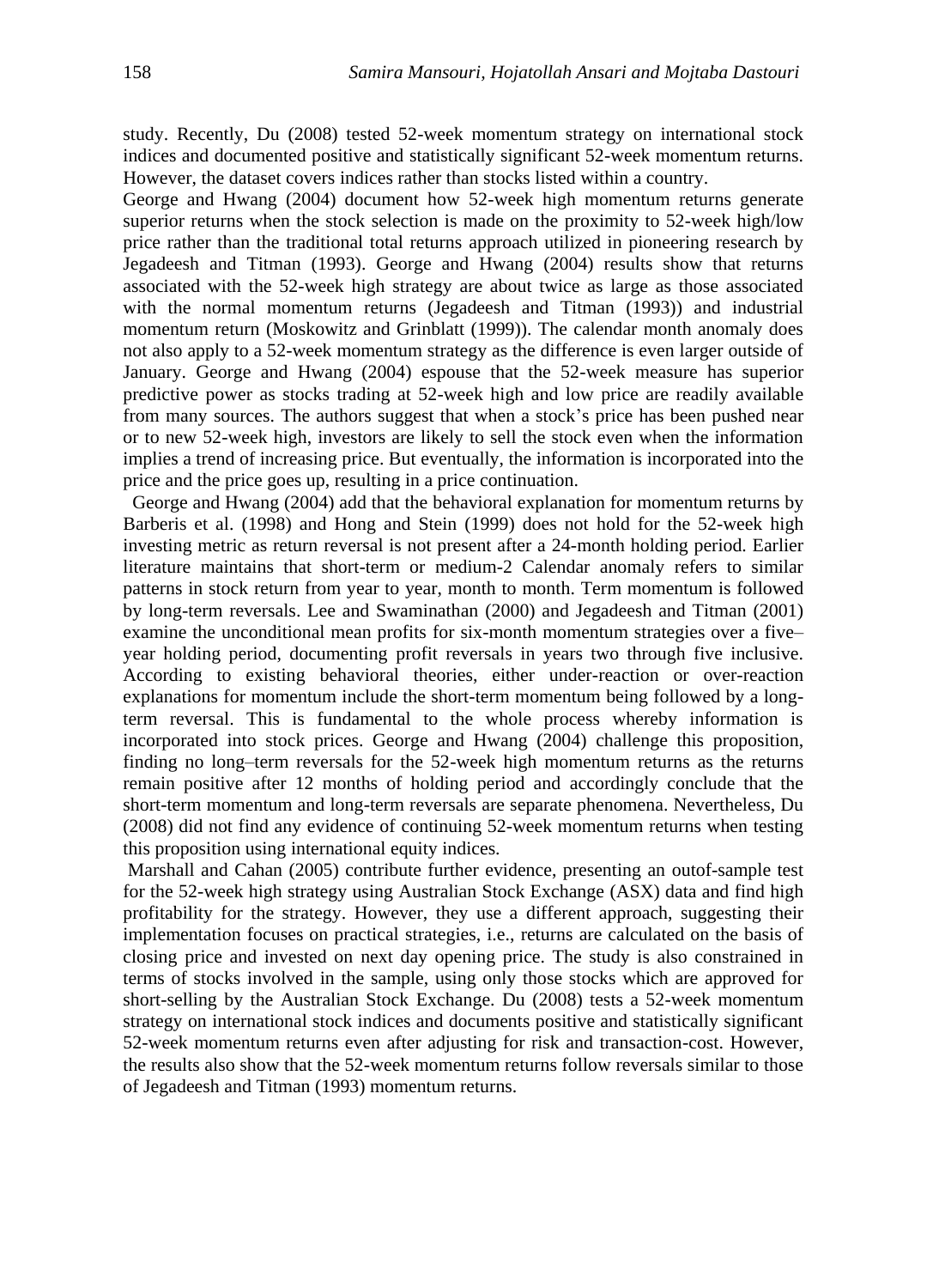study. Recently, Du (2008) tested 52-week momentum strategy on international stock indices and documented positive and statistically significant 52-week momentum returns. However, the dataset covers indices rather than stocks listed within a country.

George and Hwang (2004) document how 52-week high momentum returns generate superior returns when the stock selection is made on the proximity to 52-week high/low price rather than the traditional total returns approach utilized in pioneering research by Jegadeesh and Titman (1993). George and Hwang (2004) results show that returns associated with the 52-week high strategy are about twice as large as those associated with the normal momentum returns (Jegadeesh and Titman (1993)) and industrial momentum return (Moskowitz and Grinblatt (1999)). The calendar month anomaly does not also apply to a 52-week momentum strategy as the difference is even larger outside of January. George and Hwang (2004) espouse that the 52-week measure has superior predictive power as stocks trading at 52-week high and low price are readily available from many sources. The authors suggest that when a stock's price has been pushed near or to new 52-week high, investors are likely to sell the stock even when the information implies a trend of increasing price. But eventually, the information is incorporated into the price and the price goes up, resulting in a price continuation.

George and Hwang (2004) add that the behavioral explanation for momentum returns by Barberis et al. (1998) and Hong and Stein (1999) does not hold for the 52-week high investing metric as return reversal is not present after a 24-month holding period. Earlier literature maintains that short-term or medium-2 Calendar anomaly refers to similar patterns in stock return from year to year, month to month. Term momentum is followed by long-term reversals. Lee and Swaminathan (2000) and Jegadeesh and Titman (2001) examine the unconditional mean profits for six-month momentum strategies over a five–year holding period, documenting profit reversals in years two through five inclusive. According to existing behavioral theories, either under-reaction or over-reaction explanations for momentum include the short-term momentum being followed by a long-term reversal. This is fundamental to the whole process whereby information is incorporated into stock prices. George and Hwang (2004) challenge this proposition, finding no long–term reversals for the 52-week high momentum returns as the returns remain positive after 12 months of holding period and accordingly conclude that the short-term momentum and long-term reversals are separate phenomena. Nevertheless, Du (2008) did not find any evidence of continuing 52-week momentum returns when testing this proposition using international equity indices.

Marshall and Cahan (2005) contribute further evidence, presenting an outof-sample test for the 52-week high strategy using Australian Stock Exchange (ASX) data and find high profitability for the strategy. However, they use a different approach, suggesting their implementation focuses on practical strategies, i.e., returns are calculated on the basis of closing price and invested on next day opening price. The study is also constrained in terms of stocks involved in the sample, using only those stocks which are approved for short-selling by the Australian Stock Exchange. Du (2008) tests a 52-week momentum strategy on international stock indices and documents positive and statistically significant 52-week momentum returns even after adjusting for risk and transaction-cost. However, the results also show that the 52-week momentum returns follow reversals similar to those of Jegadeesh and Titman (1993) momentum returns.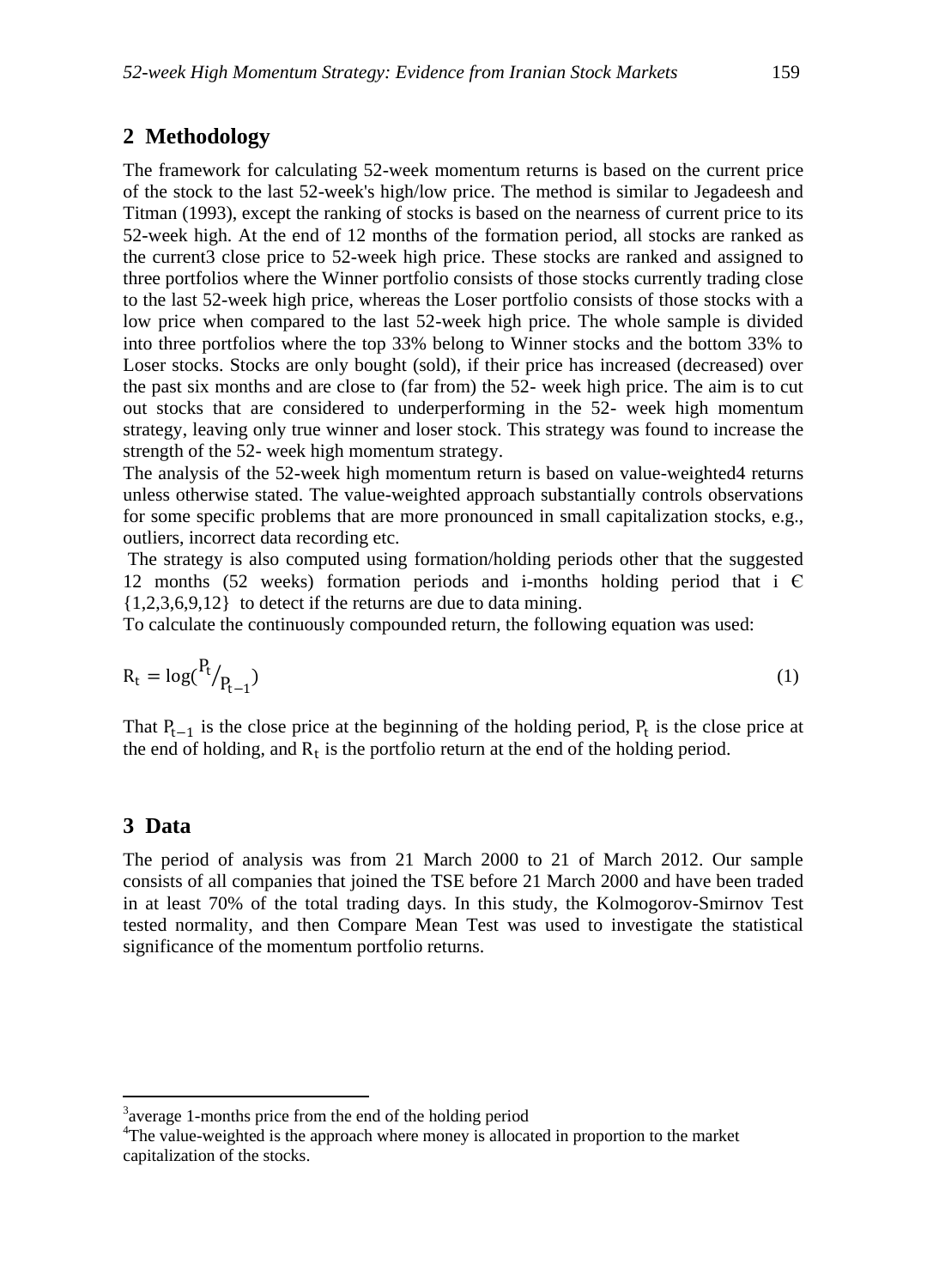## 2 Methodology

The framework for calculating 52-week momentum returns is based on the current price of the stock to the last 52-week's high/low price. The method is similar to Jegadeesh and Titman (1993), except the ranking of stocks is based on the nearness of current price to its 52-week high. At the end of 12 months of the formation period, all stocks are ranked as the current[3] close price to 52-week high price. These stocks are ranked and assigned to three portfolios where the Winner portfolio consists of those stocks currently trading close to the last 52-week high price, whereas the Loser portfolio consists of those stocks with a low price when compared to the last 52-week high price. The whole sample is divided into three portfolios where the top 33% belong to Winner stocks and the bottom 33% to Loser stocks. Stocks are only bought (sold), if their price has increased (decreased) over the past six months and are close to (far from) the 52- week high price. The aim is to cut out stocks that are considered to underperforming in the 52- week high momentum strategy, leaving only true winner and loser stock. This strategy was found to increase the strength of the 52- week high momentum strategy.

The analysis of the 52-week high momentum return is based on value-weighted[4] returns unless otherwise stated. The value-weighted approach substantially controls observations for some specific problems that are more pronounced in small capitalization stocks, e.g., outliers, incorrect data recording etc.

The strategy is also computed using formation/holding periods other that the suggested 12 months (52 weeks) formation periods and i-months holding period that $i \in \{1,2,3,6,9,12\}$ to detect if the returns are due to data mining.

To calculate the continuously compounded return, the following equation was used:

$$R_t = \log(P_t / P_{t-1}) \tag{1}$$

That $P_{t-1}$ is the close price at the beginning of the holding period, $P_t$ is the close price at the end of holding, and $R_t$ is the portfolio return at the end of the holding period.

## 3 Data

The period of analysis was from 21 March 2000 to 21 of March 2012. Our sample consists of all companies that joined the TSE before 21 March 2000 and have been traded in at least 70% of the total trading days. In this study, the Kolmogorov-Smirnov Test tested normality, and then Compare Mean Test was used to investigate the statistical significance of the momentum portfolio returns.

---

[3] average 1-months price from the end of the holding period

[4] The value-weighted is the approach where money is allocated in proportion to the market capitalization of the stocks.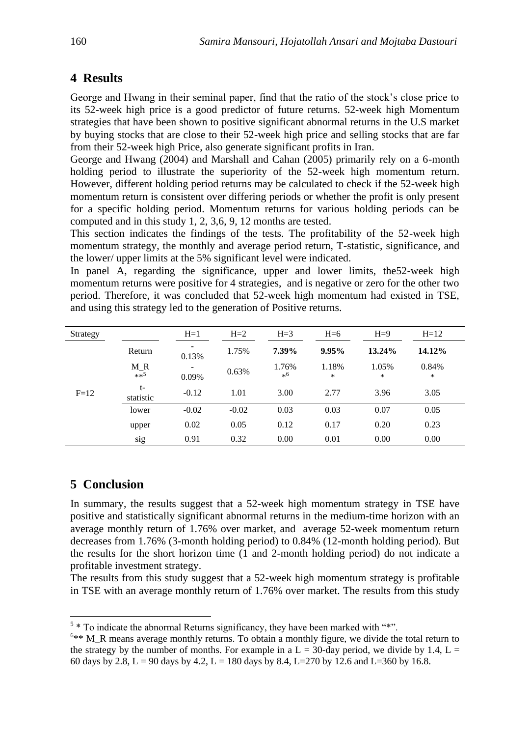## 4 Results

George and Hwang in their seminal paper, find that the ratio of the stock's close price to its 52-week high price is a good predictor of future returns. 52-week high Momentum strategies that have been shown to positive significant abnormal returns in the U.S market by buying stocks that are close to their 52-week high price and selling stocks that are far from their 52-week high Price, also generate significant profits in Iran.

George and Hwang (2004) and Marshall and Cahan (2005) primarily rely on a 6-month holding period to illustrate the superiority of the 52-week high momentum return. However, different holding period returns may be calculated to check if the 52-week high momentum return is consistent over differing periods or whether the profit is only present for a specific holding period. Momentum returns for various holding periods can be computed and in this study 1, 2, 3,6, 9, 12 months are tested.

This section indicates the findings of the tests. The profitability of the 52-week high momentum strategy, the monthly and average period return, T-statistic, significance, and the lower/ upper limits at the 5% significant level were indicated.

In panel A, regarding the significance, upper and lower limits, the52-week high momentum returns were positive for 4 strategies, and is negative or zero for the other two period. Therefore, it was concluded that 52-week high momentum had existed in TSE, and using this strategy led to the generation of Positive returns.

| Strategy | | H=1 | H=2 | H=3 | H=6 | H=9 | H=12 |
|---|---|---|---|---|---|---|---|
| F=12 | Return | -0.13% | 1.75% | **7.39%** | **9.95%** | **13.24%** | **14.12%** |
| | M_R **[5] | -0.09% | 0.63% | 1.76% *[6] | 1.18% * | 1.05% * | 0.84% * |
| | t-statistic | -0.12 | 1.01 | 3.00 | 2.77 | 3.96 | 3.05 |
| | lower | -0.02 | -0.02 | 0.03 | 0.03 | 0.07 | 0.05 |
| | upper | 0.02 | 0.05 | 0.12 | 0.17 | 0.20 | 0.23 |
| | sig | 0.91 | 0.32 | 0.00 | 0.01 | 0.00 | 0.00 |

## 5 Conclusion

In summary, the results suggest that a 52-week high momentum strategy in TSE have positive and statistically significant abnormal returns in the medium-time horizon with an average monthly return of 1.76% over market, and average 52-week momentum return decreases from 1.76% (3-month holding period) to 0.84% (12-month holding period). But the results for the short horizon time (1 and 2-month holding period) do not indicate a profitable investment strategy.

The results from this study suggest that a 52-week high momentum strategy is profitable in TSE with an average monthly return of 1.76% over market. The results from this study

---

[5] * To indicate the abnormal Returns significancy, they have been marked with "*".

[6]** M_R means average monthly returns. To obtain a monthly figure, we divide the total return to the strategy by the number of months. For example in a L = 30-day period, we divide by 1.4, L = 60 days by 2.8, L = 90 days by 4.2, L = 180 days by 8.4, L=270 by 12.6 and L=360 by 16.8.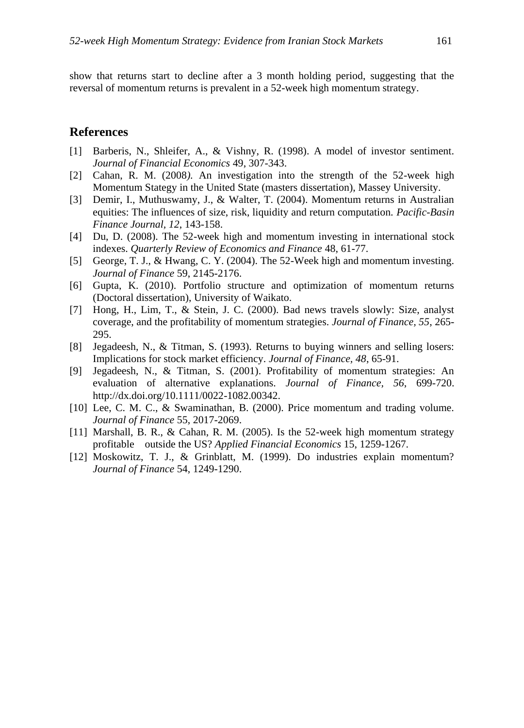show that returns start to decline after a 3 month holding period, suggesting that the reversal of momentum returns is prevalent in a 52-week high momentum strategy.

## References

[1] Barberis, N., Shleifer, A., & Vishny, R. (1998). A model of investor sentiment. *Journal of Financial Economics* 49, 307-343.

[2] Cahan, R. M. (2008). An investigation into the strength of the 52-week high Momentum Stategy in the United State (masters dissertation), Massey University.

[3] Demir, I., Muthuswamy, J., & Walter, T. (2004). Momentum returns in Australian equities: The influences of size, risk, liquidity and return computation. *Pacific-Basin Finance Journal, 12*, 143-158.

[4] Du, D. (2008). The 52-week high and momentum investing in international stock indexes. *Quarterly Review of Economics and Finance* 48, 61-77.

[5] George, T. J., & Hwang, C. Y. (2004). The 52-Week high and momentum investing. *Journal of Finance* 59, 2145-2176.

[6] Gupta, K. (2010). Portfolio structure and optimization of momentum returns (Doctoral dissertation), University of Waikato.

[7] Hong, H., Lim, T., & Stein, J. C. (2000). Bad news travels slowly: Size, analyst coverage, and the profitability of momentum strategies. *Journal of Finance, 55*, 265-295.

[8] Jegadeesh, N., & Titman, S. (1993). Returns to buying winners and selling losers: Implications for stock market efficiency. *Journal of Finance, 48*, 65-91.

[9] Jegadeesh, N., & Titman, S. (2001). Profitability of momentum strategies: An evaluation of alternative explanations. *Journal of Finance, 56*, 699-720. http://dx.doi.org/10.1111/0022-1082.00342.

[10] Lee, C. M. C., & Swaminathan, B. (2000). Price momentum and trading volume. *Journal of Finance* 55, 2017-2069.

[11] Marshall, B. R., & Cahan, R. M. (2005). Is the 52-week high momentum strategy profitable outside the US? *Applied Financial Economics* 15, 1259-1267.

[12] Moskowitz, T. J., & Grinblatt, M. (1999). Do industries explain momentum? *Journal of Finance* 54, 1249-1290.